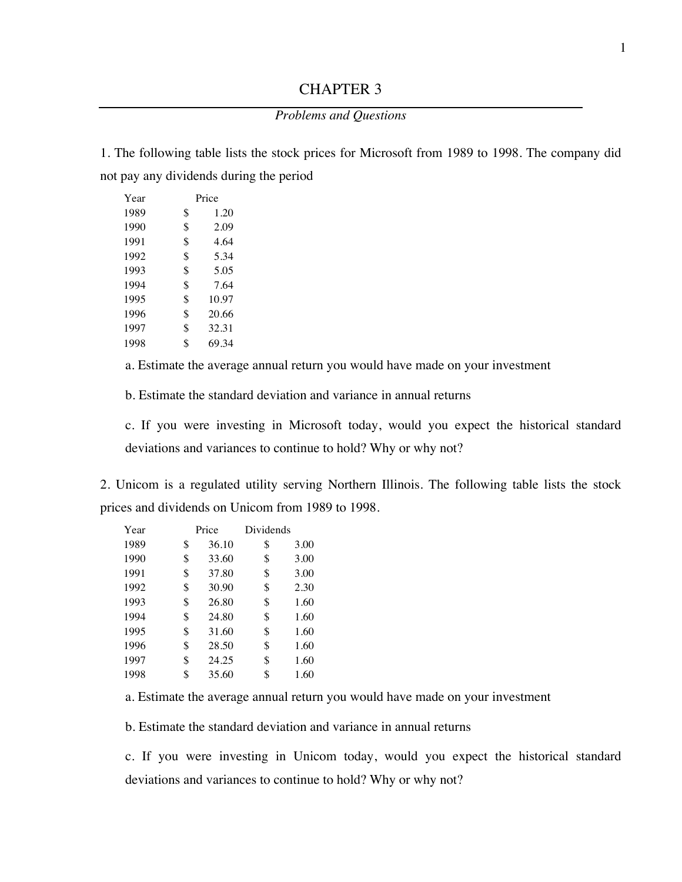# CHAPTER 3

*Problems and Questions*

1. The following table lists the stock prices for Microsoft from 1989 to 1998. The company did not pay any dividends during the period

| Year | Price |
|---|---|
| 1989 | $ 1.20 |
| 1990 | $ 2.09 |
| 1991 | $ 4.64 |
| 1992 | $ 5.34 |
| 1993 | $ 5.05 |
| 1994 | $ 7.64 |
| 1995 | $ 10.97 |
| 1996 | $ 20.66 |
| 1997 | $ 32.31 |
| 1998 | $ 69.34 |

a. Estimate the average annual return you would have made on your investment

b. Estimate the standard deviation and variance in annual returns

c. If you were investing in Microsoft today, would you expect the historical standard deviations and variances to continue to hold? Why or why not?

2. Unicom is a regulated utility serving Northern Illinois. The following table lists the stock prices and dividends on Unicom from 1989 to 1998.

| Year | Price | Dividends |
|---|---|---|
| 1989 | $ 36.10 | $ 3.00 |
| 1990 | $ 33.60 | $ 3.00 |
| 1991 | $ 37.80 | $ 3.00 |
| 1992 | $ 30.90 | $ 2.30 |
| 1993 | $ 26.80 | $ 1.60 |
| 1994 | $ 24.80 | $ 1.60 |
| 1995 | $ 31.60 | $ 1.60 |
| 1996 | $ 28.50 | $ 1.60 |
| 1997 | $ 24.25 | $ 1.60 |
| 1998 | $ 35.60 | $ 1.60 |

a. Estimate the average annual return you would have made on your investment

b. Estimate the standard deviation and variance in annual returns

c. If you were investing in Unicom today, would you expect the historical standard deviations and variances to continue to hold? Why or why not?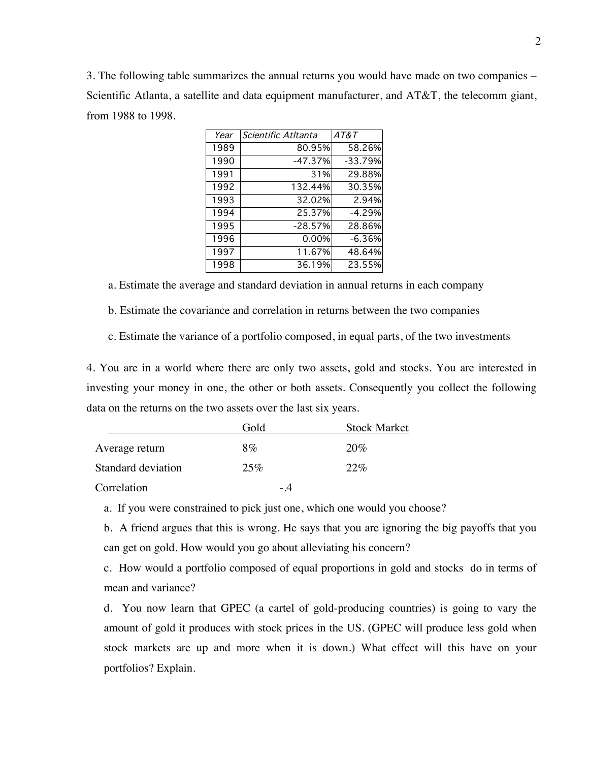3. The following table summarizes the annual returns you would have made on two companies – Scientific Atlanta, a satellite and data equipment manufacturer, and AT&T, the telecomm giant, from 1988 to 1998.

| *Year* | *Scientific Atltanta* | *AT&T* |
|---|---|---|
| 1989 | 80.95% | 58.26% |
| 1990 | -47.37% | -33.79% |
| 1991 | 31% | 29.88% |
| 1992 | 132.44% | 30.35% |
| 1993 | 32.02% | 2.94% |
| 1994 | 25.37% | -4.29% |
| 1995 | -28.57% | 28.86% |
| 1996 | 0.00% | -6.36% |
| 1997 | 11.67% | 48.64% |
| 1998 | 36.19% | 23.55% |

a. Estimate the average and standard deviation in annual returns in each company

b. Estimate the covariance and correlation in returns between the two companies

c. Estimate the variance of a portfolio composed, in equal parts, of the two investments

4. You are in a world where there are only two assets, gold and stocks. You are interested in investing your money in one, the other or both assets. Consequently you collect the following data on the returns on the two assets over the last six years.

| | Gold | Stock Market |
|---|---|---|
| Average return | 8% | 20% |
| Standard deviation | 25% | 22% |
| Correlation | -.4 | |

a. If you were constrained to pick just one, which one would you choose?

b. A friend argues that this is wrong. He says that you are ignoring the big payoffs that you can get on gold. How would you go about alleviating his concern?

c. How would a portfolio composed of equal proportions in gold and stocks do in terms of mean and variance?

d. You now learn that GPEC (a cartel of gold-producing countries) is going to vary the amount of gold it produces with stock prices in the US. (GPEC will produce less gold when stock markets are up and more when it is down.) What effect will this have on your portfolios? Explain.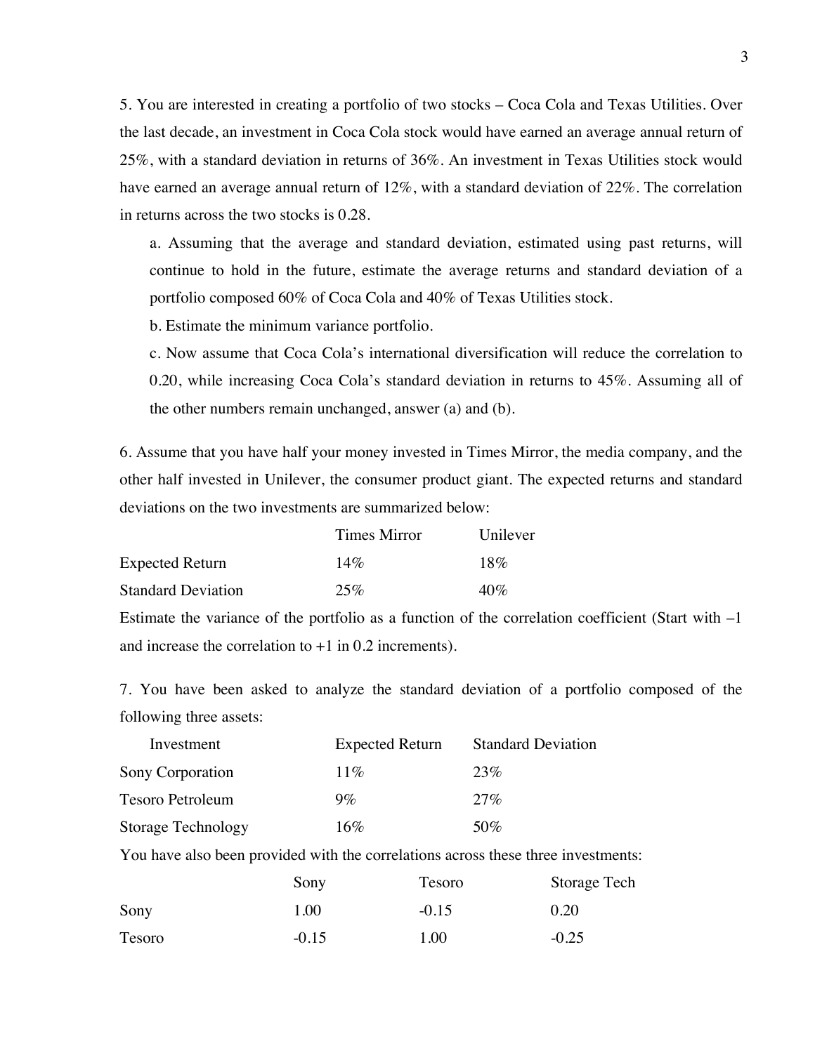5. You are interested in creating a portfolio of two stocks – Coca Cola and Texas Utilities. Over the last decade, an investment in Coca Cola stock would have earned an average annual return of 25%, with a standard deviation in returns of 36%. An investment in Texas Utilities stock would have earned an average annual return of 12%, with a standard deviation of 22%. The correlation in returns across the two stocks is 0.28.

   a. Assuming that the average and standard deviation, estimated using past returns, will continue to hold in the future, estimate the average returns and standard deviation of a portfolio composed 60% of Coca Cola and 40% of Texas Utilities stock.

   b. Estimate the minimum variance portfolio.

   c. Now assume that Coca Cola's international diversification will reduce the correlation to 0.20, while increasing Coca Cola's standard deviation in returns to 45%. Assuming all of the other numbers remain unchanged, answer (a) and (b).

6. Assume that you have half your money invested in Times Mirror, the media company, and the other half invested in Unilever, the consumer product giant. The expected returns and standard deviations on the two investments are summarized below:

| | Times Mirror | Unilever |
|---|---|---|
| Expected Return | 14% | 18% |
| Standard Deviation | 25% | 40% |

Estimate the variance of the portfolio as a function of the correlation coefficient (Start with –1 and increase the correlation to +1 in 0.2 increments).

7. You have been asked to analyze the standard deviation of a portfolio composed of the following three assets:

| Investment | Expected Return | Standard Deviation |
|---|---|---|
| Sony Corporation | 11% | 23% |
| Tesoro Petroleum | 9% | 27% |
| Storage Technology | 16% | 50% |

You have also been provided with the correlations across these three investments:

| | Sony | Tesoro | Storage Tech |
|---|---|---|---|
| Sony | 1.00 | -0.15 | 0.20 |
| Tesoro | -0.15 | 1.00 | -0.25 |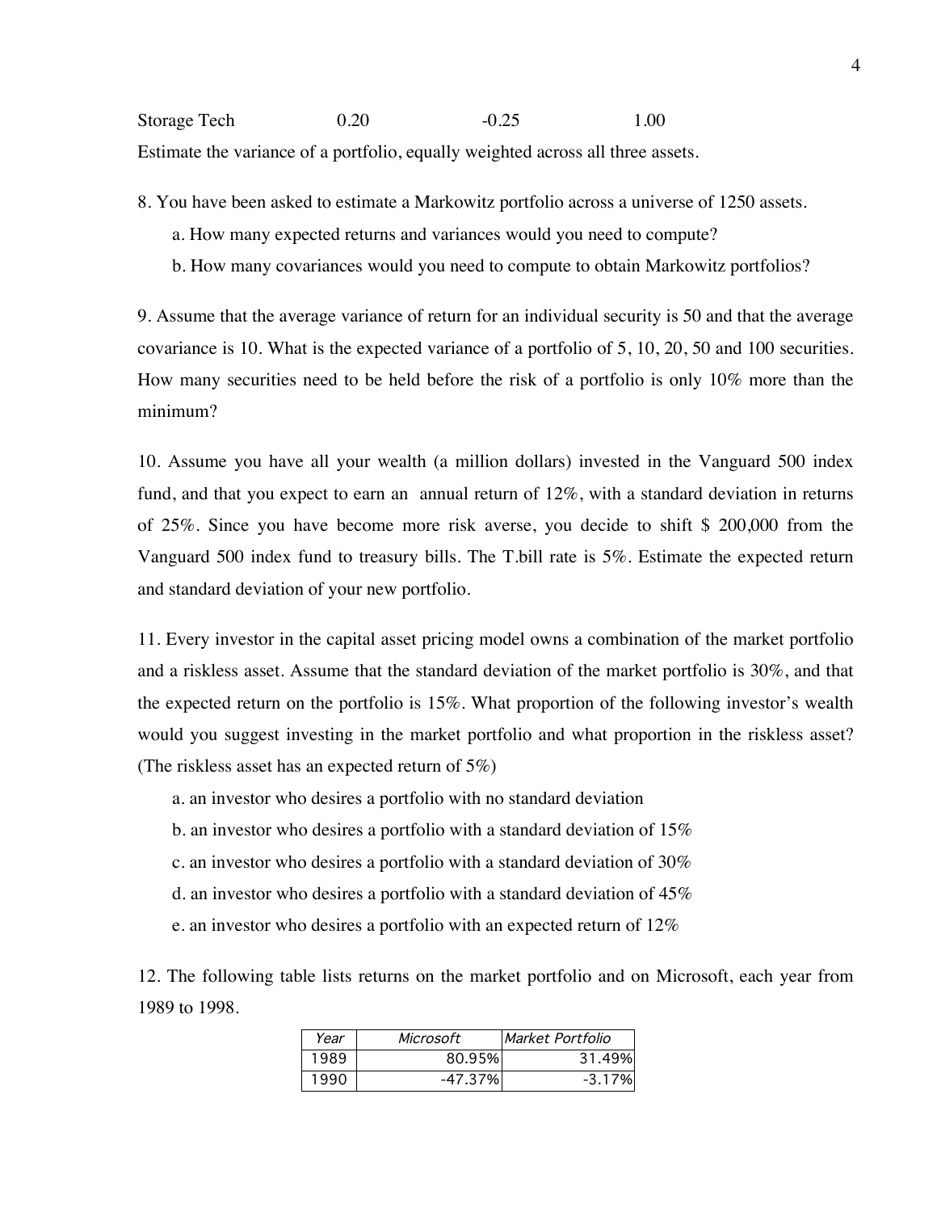| Storage Tech | 0.20 | -0.25 | 1.00 |
|---|---|---|---|

Estimate the variance of a portfolio, equally weighted across all three assets.

8. You have been asked to estimate a Markowitz portfolio across a universe of 1250 assets.

   a. How many expected returns and variances would you need to compute?

   b. How many covariances would you need to compute to obtain Markowitz portfolios?

9. Assume that the average variance of return for an individual security is 50 and that the average covariance is 10. What is the expected variance of a portfolio of 5, 10, 20, 50 and 100 securities. How many securities need to be held before the risk of a portfolio is only 10% more than the minimum?

10. Assume you have all your wealth (a million dollars) invested in the Vanguard 500 index fund, and that you expect to earn an annual return of 12%, with a standard deviation in returns of 25%. Since you have become more risk averse, you decide to shift $ 200,000 from the Vanguard 500 index fund to treasury bills. The T.bill rate is 5%. Estimate the expected return and standard deviation of your new portfolio.

11. Every investor in the capital asset pricing model owns a combination of the market portfolio and a riskless asset. Assume that the standard deviation of the market portfolio is 30%, and that the expected return on the portfolio is 15%. What proportion of the following investor's wealth would you suggest investing in the market portfolio and what proportion in the riskless asset? (The riskless asset has an expected return of 5%)

   a. an investor who desires a portfolio with no standard deviation

   b. an investor who desires a portfolio with a standard deviation of 15%

   c. an investor who desires a portfolio with a standard deviation of 30%

   d. an investor who desires a portfolio with a standard deviation of 45%

   e. an investor who desires a portfolio with an expected return of 12%

12. The following table lists returns on the market portfolio and on Microsoft, each year from 1989 to 1998.

| *Year* | *Microsoft* | *Market Portfolio* |
|---|---|---|
| 1989 | 80.95% | 31.49% |
| 1990 | -47.37% | -3.17% |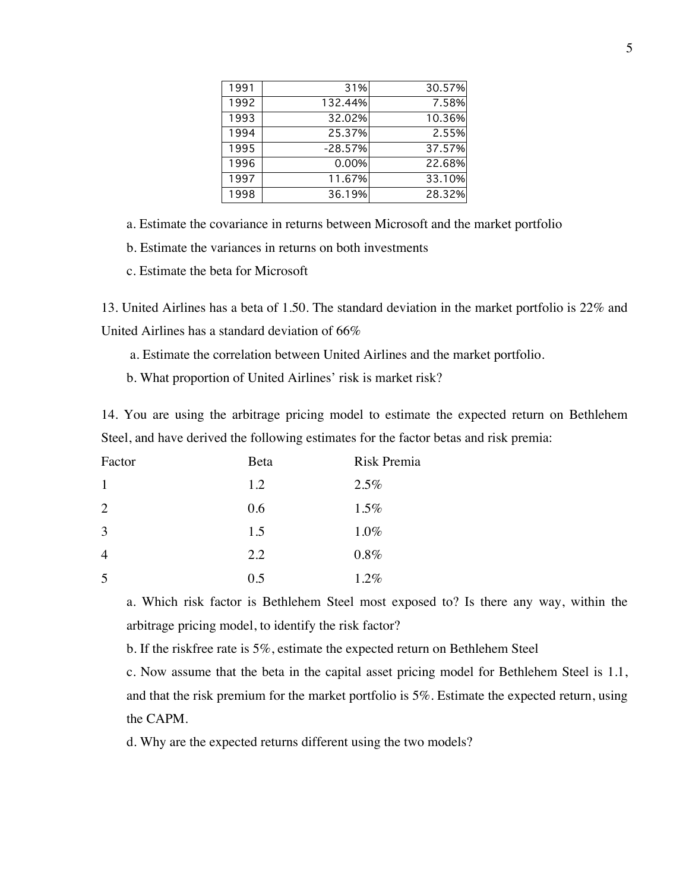| | | |
|---|---|---|
| 1991 | 31% | 30.57% |
| 1992 | 132.44% | 7.58% |
| 1993 | 32.02% | 10.36% |
| 1994 | 25.37% | 2.55% |
| 1995 | -28.57% | 37.57% |
| 1996 | 0.00% | 22.68% |
| 1997 | 11.67% | 33.10% |
| 1998 | 36.19% | 28.32% |

a. Estimate the covariance in returns between Microsoft and the market portfolio

b. Estimate the variances in returns on both investments

c. Estimate the beta for Microsoft

13. United Airlines has a beta of 1.50. The standard deviation in the market portfolio is 22% and United Airlines has a standard deviation of 66%

a. Estimate the correlation between United Airlines and the market portfolio.

b. What proportion of United Airlines' risk is market risk?

14. You are using the arbitrage pricing model to estimate the expected return on Bethlehem Steel, and have derived the following estimates for the factor betas and risk premia:

| Factor | Beta | Risk Premia |
|---|---|---|
| 1 | 1.2 | 2.5% |
| 2 | 0.6 | 1.5% |
| 3 | 1.5 | 1.0% |
| 4 | 2.2 | 0.8% |
| 5 | 0.5 | 1.2% |

a. Which risk factor is Bethlehem Steel most exposed to? Is there any way, within the arbitrage pricing model, to identify the risk factor?

b. If the riskfree rate is 5%, estimate the expected return on Bethlehem Steel

c. Now assume that the beta in the capital asset pricing model for Bethlehem Steel is 1.1, and that the risk premium for the market portfolio is 5%. Estimate the expected return, using the CAPM.

d. Why are the expected returns different using the two models?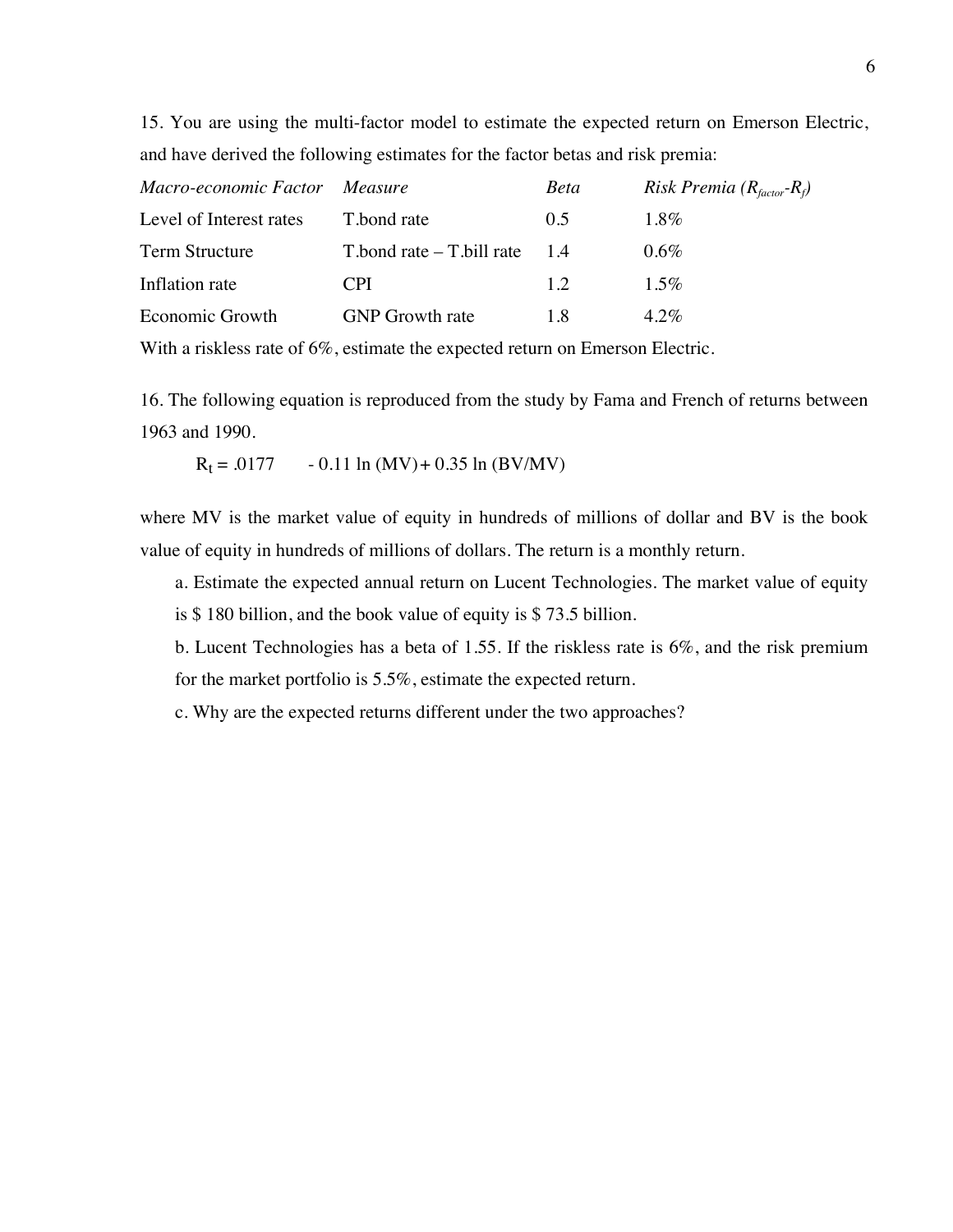15. You are using the multi-factor model to estimate the expected return on Emerson Electric, and have derived the following estimates for the factor betas and risk premia:

| *Macro-economic Factor* | *Measure* | *Beta* | *Risk Premia* ($R_{factor}$-$R_f$) |
|---|---|---|---|
| Level of Interest rates | T.bond rate | 0.5 | 1.8% |
| Term Structure | T.bond rate – T.bill rate | 1.4 | 0.6% |
| Inflation rate | CPI | 1.2 | 1.5% |
| Economic Growth | GNP Growth rate | 1.8 | 4.2% |

With a riskless rate of 6%, estimate the expected return on Emerson Electric.

16. The following equation is reproduced from the study by Fama and French of returns between 1963 and 1990.

$$R_t = .0177 \quad - 0.11 \ln (MV) + 0.35 \ln (BV/MV)$$

where MV is the market value of equity in hundreds of millions of dollar and BV is the book value of equity in hundreds of millions of dollars. The return is a monthly return.

a. Estimate the expected annual return on Lucent Technologies. The market value of equity is $ 180 billion, and the book value of equity is $ 73.5 billion.

b. Lucent Technologies has a beta of 1.55. If the riskless rate is 6%, and the risk premium for the market portfolio is 5.5%, estimate the expected return.

c. Why are the expected returns different under the two approaches?